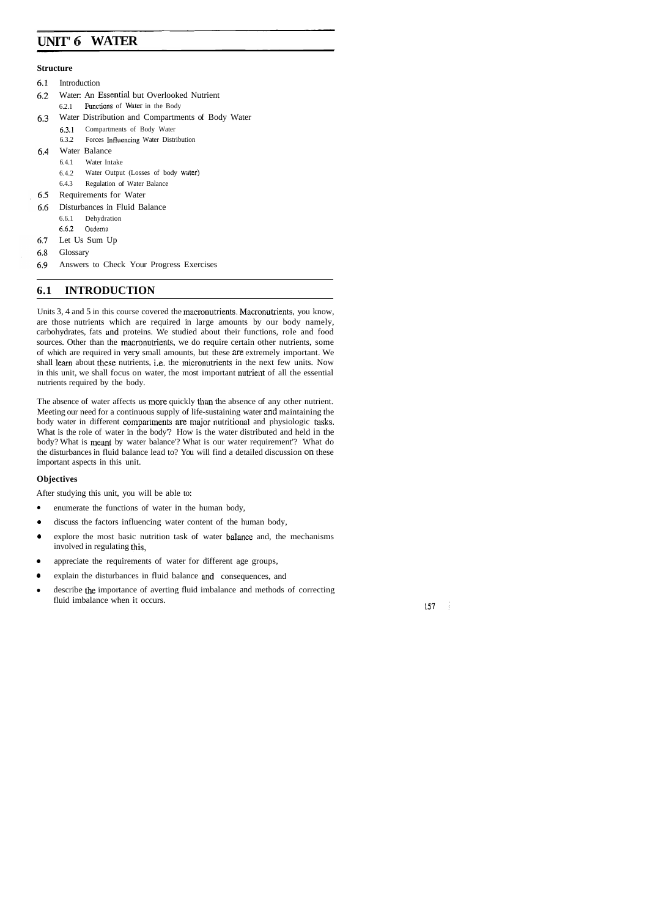# UNIT 6 WATER

### Structure

6.1 Introduction

6.2 Water: An Essential but Overlooked Nutrient

- 6.2.1 Functions of Water in the Body

6.3 Water Distribution and Compartments of Body Water

- 6.3.1 Compartments of Body Water
- 6.3.2 Forces Influencing Water Distribution

6.4 Water Balance

- 6.4.1 Water Intake
- 6.4.2 Water Output (Losses of body water)
- 6.4.3 Regulation of Water Balance

6.5 Requirements for Water

6.6 Disturbances in Fluid Balance

- 6.6.1 Dehydration
- 6.6.2 Oedema

6.7 Let Us Sum Up

6.8 Glossary

6.9 Answers to Check Your Progress Exercises

## 6.1 INTRODUCTION

Units 3, 4 and 5 in this course covered the macronutrients. Macronutrients, you know, are those nutrients which are required in large amounts by our body namely, carbohydrates, fats and proteins. We studied about their functions, role and food sources. Other than the macronutrients, we do require certain other nutrients, some of which are required in very small amounts, but these are extremely important. We shall learn about these nutrients, i.e. the micronutrients in the next few units. Now in this unit, we shall focus on water, the most important nutrient of all the essential nutrients required by the body.

The absence of water affects us more quickly than the absence of any other nutrient. Meeting our need for a continuous supply of life-sustaining water and maintaining the body water in different compartments are major nutritional and physiologic tasks. What is the role of water in the body? How is the water distributed and held in the body? What is meant by water balance? What is our water requirement? What do the disturbances in fluid balance lead to? You will find a detailed discussion on these important aspects in this unit.

### Objectives

After studying this unit, you will be able to:

- enumerate the functions of water in the human body,
- discuss the factors influencing water content of the human body,
- explore the most basic nutrition task of water balance and, the mechanisms involved in regulating this,
- appreciate the requirements of water for different age groups,
- explain the disturbances in fluid balance and consequences, and
- describe the importance of averting fluid imbalance and methods of correcting fluid imbalance when it occurs.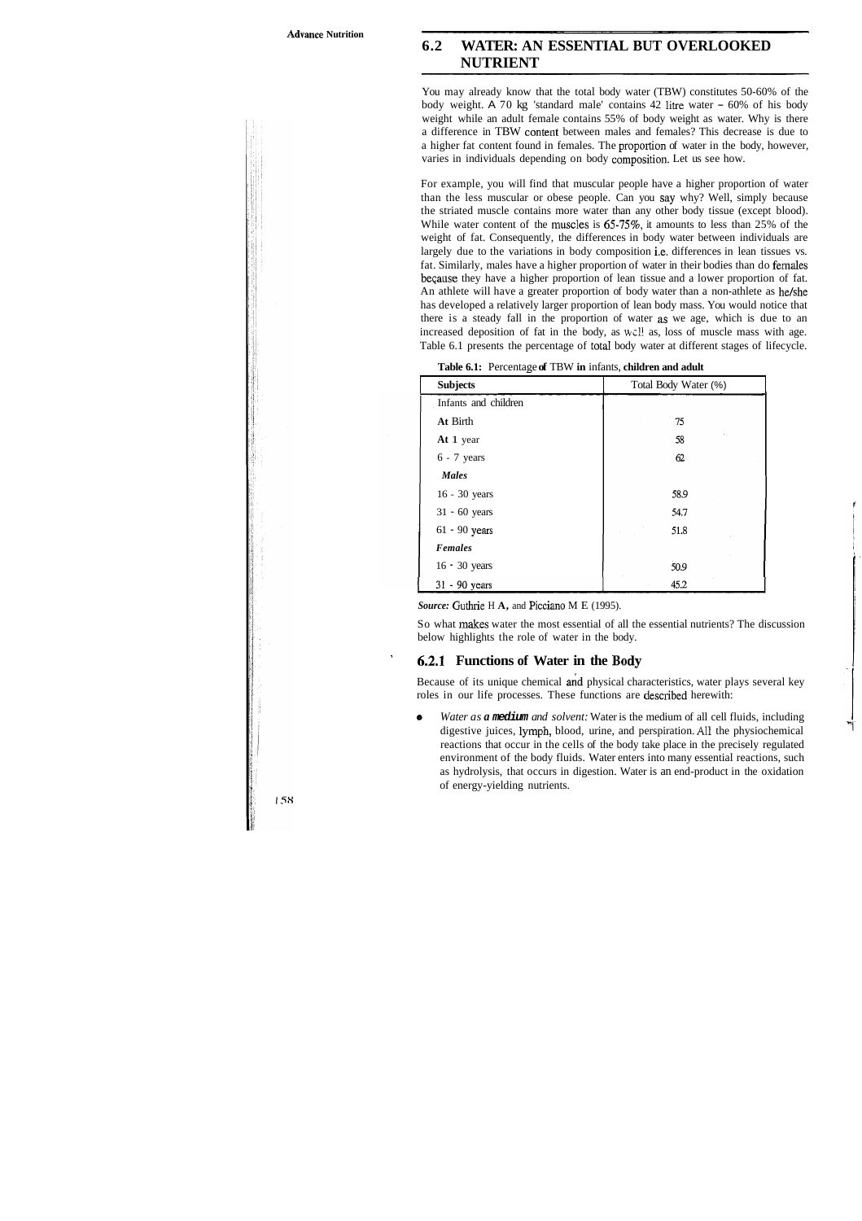## 6.2 WATER: AN ESSENTIAL BUT OVERLOOKED NUTRIENT

You may already know that the total body water (TBW) constitutes 50-60% of the body weight. A 70 kg 'standard male' contains 42 litre water – 60% of his body weight while an adult female contains 55% of body weight as water. Why is there a difference in TBW content between males and females? This decrease is due to a higher fat content found in females. The proportion of water in the body, however, varies in individuals depending on body composition. Let us see how.

For example, you will find that muscular people have a higher proportion of water than the less muscular or obese people. Can you say why? Well, simply because the striated muscle contains more water than any other body tissue (except blood). While water content of the muscles is 65-75%, it amounts to less than 25% of the weight of fat. Consequently, the differences in body water between individuals are largely due to the variations in body composition i.e. differences in lean tissues vs. fat. Similarly, males have a higher proportion of water in their bodies than do females because they have a higher proportion of lean tissue and a lower proportion of fat. An athlete will have a greater proportion of body water than a non-athlete as he/she has developed a relatively larger proportion of lean body mass. You would notice that there is a steady fall in the proportion of water as we age, which is due to an increased deposition of fat in the body, as well as, loss of muscle mass with age. Table 6.1 presents the percentage of total body water at different stages of lifecycle.

**Table 6.1:** Percentage **of** TBW **in** infants, **children and adult**

| **Subjects** | Total Body Water (%) |
|---|---|
| Infants and children | |
| **At** Birth | 75 |
| **At** 1 year | 58 |
| 6 - 7 years | 62 |
| ***Males*** | |
| 16 - 30 years | 58.9 |
| 31 - 60 years | 54.7 |
| 61 - 90 years | 51.8 |
| ***Females*** | |
| 16 - 30 years | 50.9 |
| 31 - 90 years | 45.2 |

***Source:*** Guthrie H **A,** and Picciano M E (1995).

So what makes water the most essential of all the essential nutrients? The discussion below highlights the role of water in the body.

### 6.2.1 Functions of Water in the Body

Because of its unique chemical and physical characteristics, water plays several key roles in our life processes. These functions are described herewith:

- *Water as **a medium** and solvent:* Water is the medium of all cell fluids, including digestive juices, lymph, blood, urine, and perspiration. All the physiochemical reactions that occur in the cells of the body take place in the precisely regulated environment of the body fluids. Water enters into many essential reactions, such as hydrolysis, that occurs in digestion. Water is an end-product in the oxidation of energy-yielding nutrients.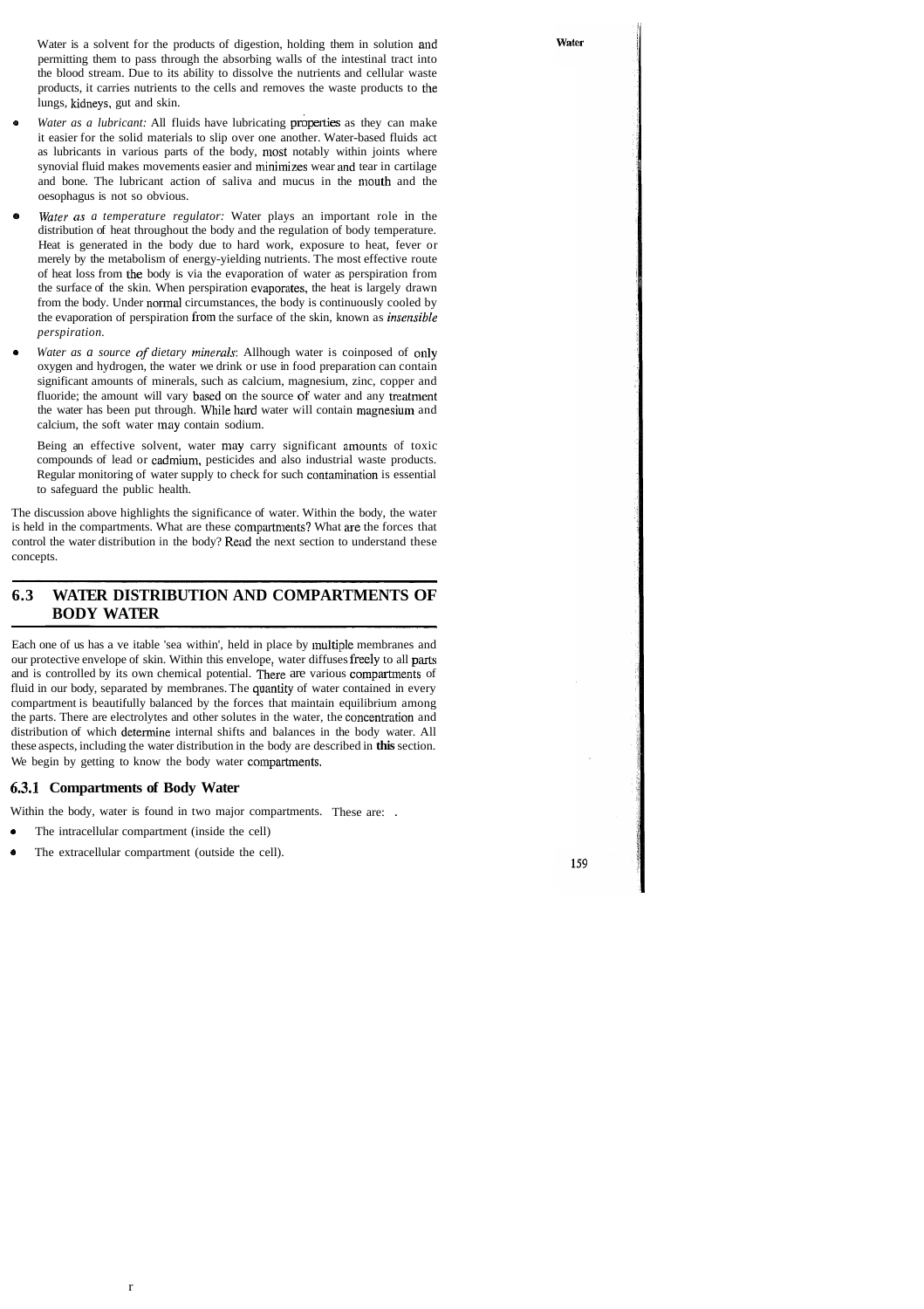Water is a solvent for the products of digestion, holding them in solution and permitting them to pass through the absorbing walls of the intestinal tract into the blood stream. Due to its ability to dissolve the nutrients and cellular waste products, it carries nutrients to the cells and removes the waste products to the lungs, kidneys, gut and skin.

- *Water as a lubricant:* All fluids have lubricating properties as they can make it easier for the solid materials to slip over one another. Water-based fluids act as lubricants in various parts of the body, most notably within joints where synovial fluid makes movements easier and minimizes wear and tear in cartilage and bone. The lubricant action of saliva and mucus in the mouth and the oesophagus is not so obvious.

- *Water as a temperature regulator:* Water plays an important role in the distribution of heat throughout the body and the regulation of body temperature. Heat is generated in the body due to hard work, exposure to heat, fever or merely by the metabolism of energy-yielding nutrients. The most effective route of heat loss from the body is via the evaporation of water as perspiration from the surface of the skin. When perspiration evaporates, the heat is largely drawn from the body. Under normal circumstances, the body is continuously cooled by the evaporation of perspiration from the surface of the skin, known as *insensible perspiration.*

- *Water as a source of dietary minerals*: Allhough water is coinposed of only oxygen and hydrogen, the water we drink or use in food preparation can contain significant amounts of minerals, such as calcium, magnesium, zinc, copper and fluoride; the amount will vary based on the source of water and any treatment the water has been put through. While hard water will contain magnesium and calcium, the soft water may contain sodium.

  Being an effective solvent, water may carry significant amounts of toxic compounds of lead or cadmium, pesticides and also industrial waste products. Regular monitoring of water supply to check for such contamination is essential to safeguard the public health.

The discussion above highlights the significance of water. Within the body, the water is held in the compartments. What are these compartments? What are the forces that control the water distribution in the body? Read the next section to understand these concepts.

## 6.3 WATER DISTRIBUTION AND COMPARTMENTS OF BODY WATER

Each one of us has a ve itable 'sea within', held in place by multiple membranes and our protective envelope of skin. Within this envelope, water diffuses freely to all parts and is controlled by its own chemical potential. There are various compartments of fluid in our body, separated by membranes. The quantity of water contained in every compartment is beautifully balanced by the forces that maintain equilibrium among the parts. There are electrolytes and other solutes in the water, the concentration and distribution of which determine internal shifts and balances in the body water. All these aspects, including the water distribution in the body are described in **this** section. We begin by getting to know the body water compartments.

### 6.3.1 Compartments of Body Water

Within the body, water is found in two major compartments. These are:

- The intracellular compartment (inside the cell)
- The extracellular compartment (outside the cell).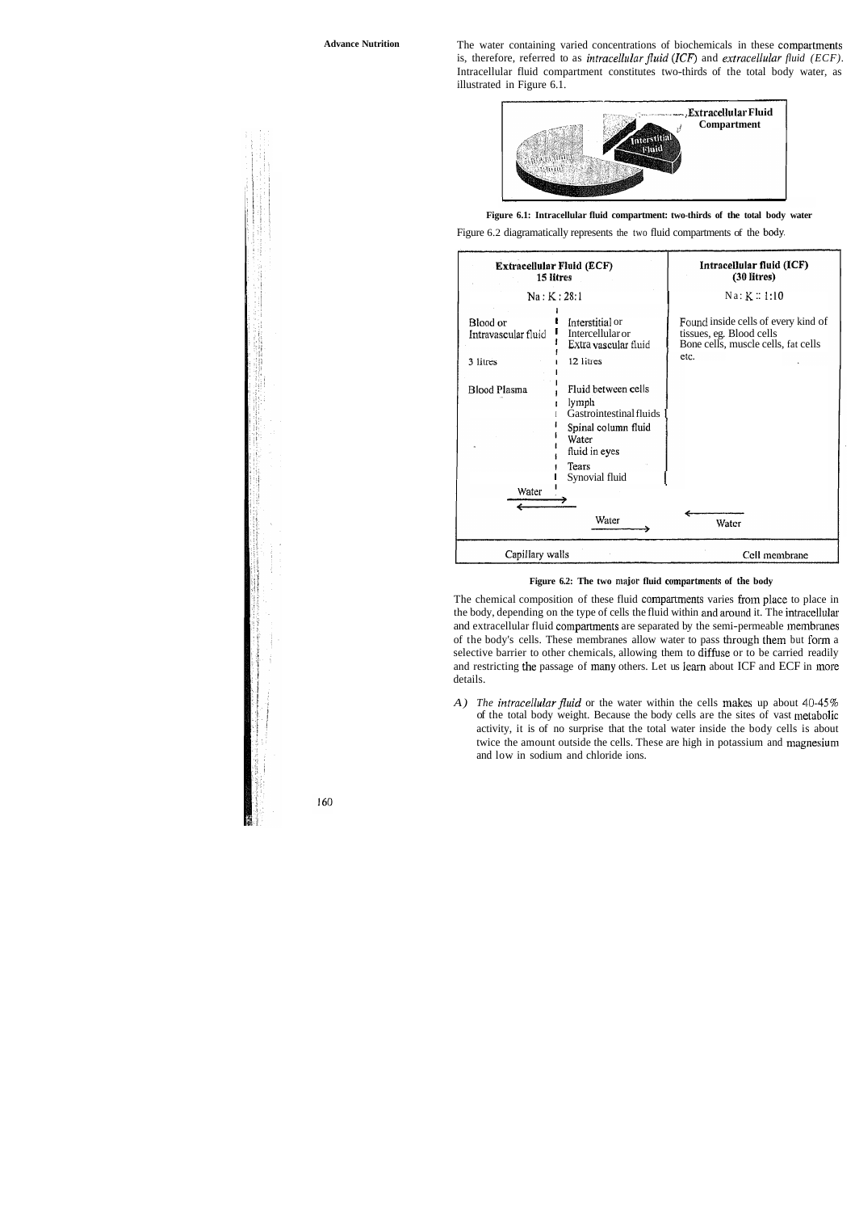The water containing varied concentrations of biochemicals in these compartments is, therefore, referred to as *intracellular fluid (ICF)* and *extracellular fluid (ECF)*. Intracellular fluid compartment constitutes two-thirds of the total body water, as illustrated in Figure 6.1.

**Figure 6.1: Intracellular fluid compartment: two-thirds of the total body water**

Figure 6.2 diagramatically represents the two fluid compartments of the body.

| Extracellular Fluid (ECF) 15 litres | | Intracellular fluid (ICF) (30 litres) |
|---|---|---|
| Na : K : 28:1 | | Na : K :: 1:10 |
| Blood or Intravascular fluid | Interstitial or Intercellular or Extra vascular fluid | Found inside cells of every kind of tissues, eg. Blood cells Bone cells, muscle cells, fat cells etc. |
| 3 litres | 12 litres | |
| Blood Plasma | Fluid between cells lymph Gastrointestinal fluids Spinal column fluid Water fluid in eyes Tears Synovial fluid | |
| Water ⇄ | Water → | ← Water |
| Capillary walls | | Cell membrane |

**Figure 6.2: The two major fluid compartments of the body**

The chemical composition of these fluid compartments varies from place to place in the body, depending on the type of cells the fluid within and around it. The intracellular and extracellular fluid compartments are separated by the semi-permeable membranes of the body's cells. These membranes allow water to pass through them but form a selective barrier to other chemicals, allowing them to diffuse or to be carried readily and restricting the passage of many others. Let us learn about ICF and ECF in more details.

A) *The intracellular fluid* or the water within the cells makes up about 40-45% of the total body weight. Because the body cells are the sites of vast metabolic activity, it is of no surprise that the total water inside the body cells is about twice the amount outside the cells. These are high in potassium and magnesium and low in sodium and chloride ions.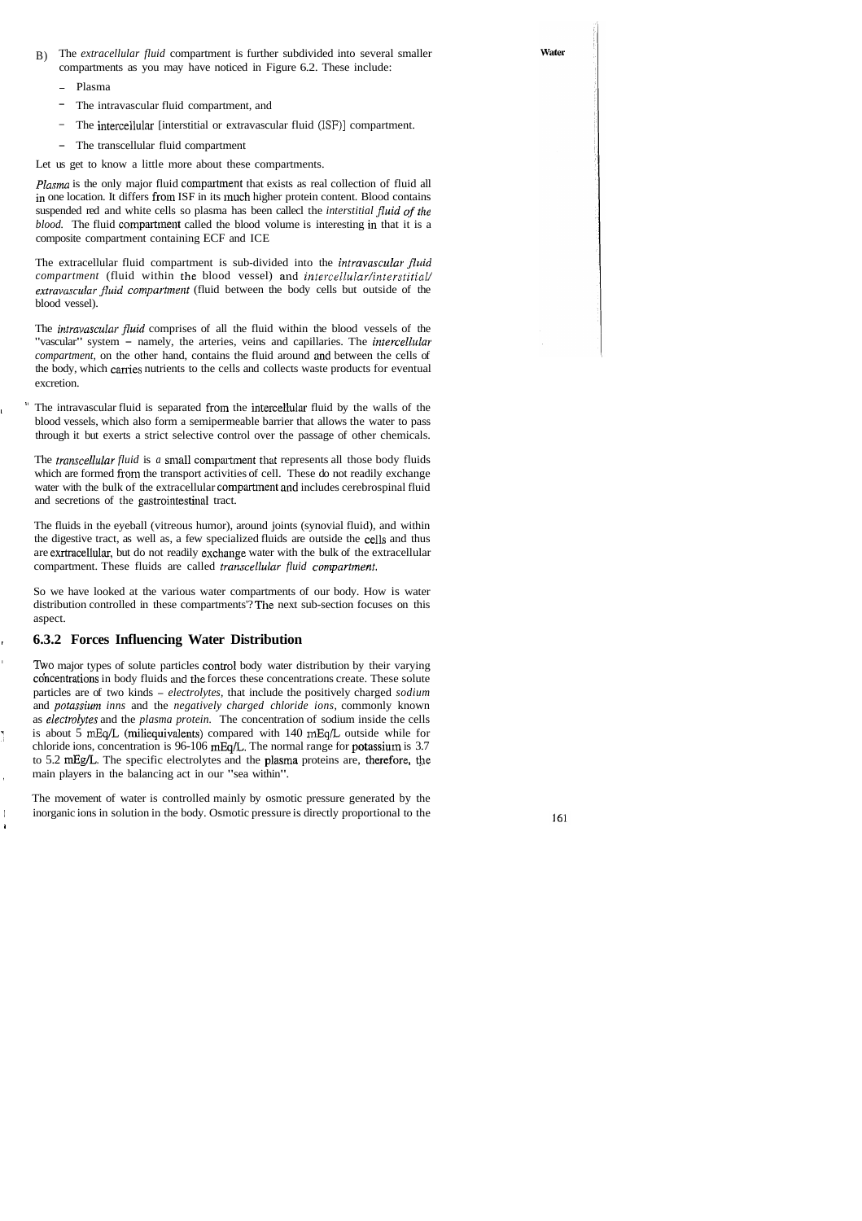B) The *extracellular fluid* compartment is further subdivided into several smaller compartments as you may have noticed in Figure 6.2. These include:

- Plasma
- The intravascular fluid compartment, and
- The intercellular [interstitial or extravascular fluid (ISF)] compartment.
- The transcellular fluid compartment

Let us get to know a little more about these compartments.

*Plasma* is the only major fluid compartment that exists as real collection of fluid all in one location. It differs from ISF in its much higher protein content. Blood contains suspended red and white cells so plasma has been callecl the *interstitial fluid of the blood.* The fluid compartment called the blood volume is interesting in that it is a composite compartment containing ECF and ICE

The extracellular fluid compartment is sub-divided into the *intravascular fluid compartment* (fluid within the blood vessel) and *intercellular/interstitial/ extravascular fluid compartment* (fluid between the body cells but outside of the blood vessel).

The *intravascular fluid* comprises of all the fluid within the blood vessels of the "vascular" system – namely, the arteries, veins and capillaries. The *intercellular compartment,* on the other hand, contains the fluid around and between the cells of the body, which carries nutrients to the cells and collects waste products for eventual excretion.

The intravascular fluid is separated from the intercellular fluid by the walls of the blood vessels, which also form a semipermeable barrier that allows the water to pass through it but exerts a strict selective control over the passage of other chemicals.

The *transcellular fluid* is *a* small compartment that represents all those body fluids which are formed from the transport activities of cell. These do not readily exchange water with the bulk of the extracellular compartment and includes cerebrospinal fluid and secretions of the gastrointestinal tract.

The fluids in the eyeball (vitreous humor), around joints (synovial fluid), and within the digestive tract, as well as, a few specialized fluids are outside the cells and thus are exrtracellular, but do not readily exchange water with the bulk of the extracellular compartment. These fluids are called *transcellular fluid compartment.*

So we have looked at the various water compartments of our body. How is water distribution controlled in these compartments'? The next sub-section focuses on this aspect.

### 6.3.2 Forces Influencing Water Distribution

Two major types of solute particles control body water distribution by their varying concentrations in body fluids and the forces these concentrations create. These solute particles are of two kinds – *electrolytes,* that include the positively charged *sodium* and *potassium inns* and the *negatively charged chloride ions,* commonly known as *electrolytes* and the *plasma protein.* The concentration of sodium inside the cells is about 5 mEq/L (miliequivalents) compared with 140 mEq/L outside while for chloride ions, concentration is 96-106 mEq/L. The normal range for potassium is 3.7 to 5.2 mEg/L. The specific electrolytes and the plasma proteins are, therefore, the main players in the balancing act in our "sea within".

The movement of water is controlled mainly by osmotic pressure generated by the inorganic ions in solution in the body. Osmotic pressure is directly proportional to the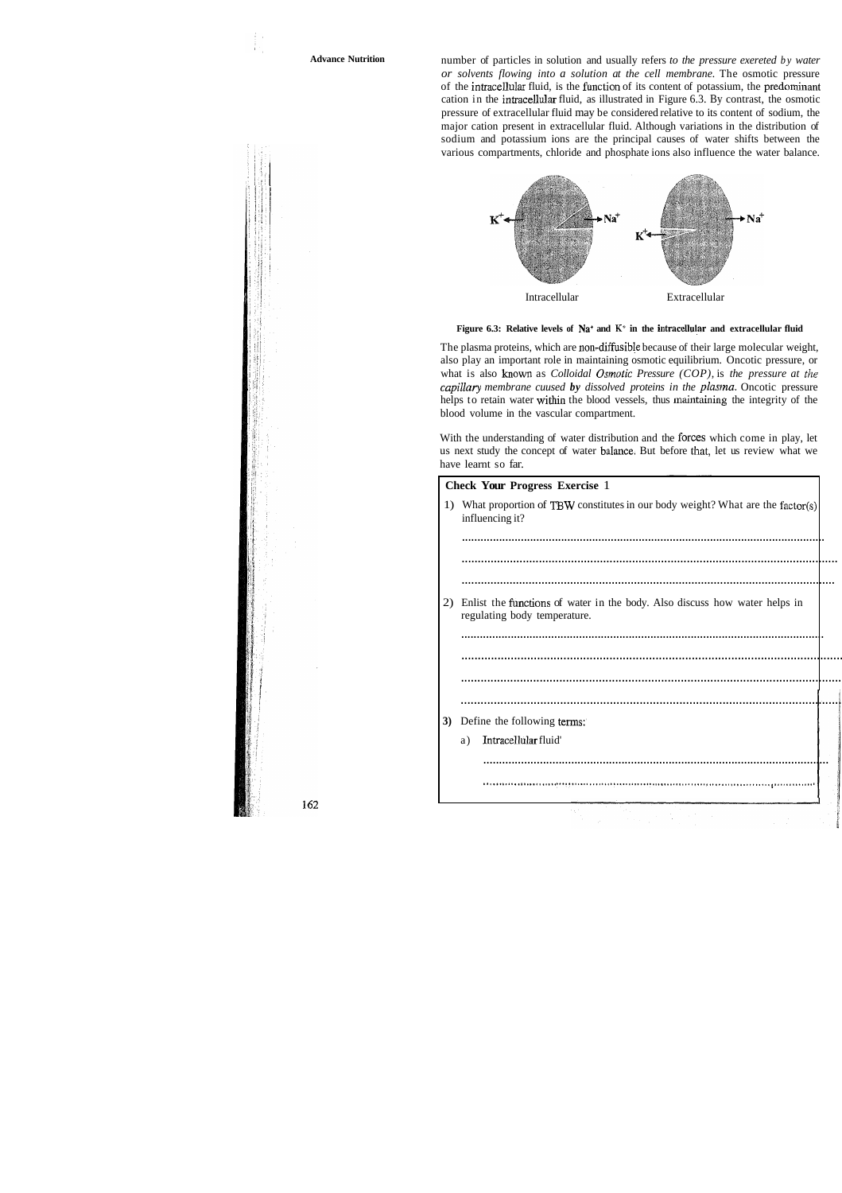number of particles in solution and usually refers *to the pressure exereted by water or solvents flowing into a solution at the cell membrane.* The osmotic pressure of the intracellular fluid, is the function of its content of potassium, the predominant cation in the intracellular fluid, as illustrated in Figure 6.3. By contrast, the osmotic pressure of extracellular fluid may be considered relative to its content of sodium, the major cation present in extracellular fluid. Although variations in the distribution of sodium and potassium ions are the principal causes of water shifts between the various compartments, chloride and phosphate ions also influence the water balance.

$K^+$ $Na^+$ $Na^+$ $K^+$

Intracellular Extracellular

**Figure 6.3: Relative levels of $Na^+$ and $K^+$ in the intracellular and extracellular fluid**

The plasma proteins, which are non-diffusible because of their large molecular weight, also play an important role in maintaining osmotic equilibrium. Oncotic pressure, or what is also known as *Colloidal Osmotic Pressure (COP),* is *the pressure at the capillary membrane cuused by dissolved proteins in the plasma.* Oncotic pressure helps to retain water within the blood vessels, thus maintaining the integrity of the blood volume in the vascular compartment.

With the understanding of water distribution and the forces which come in play, let us next study the concept of water balance. But before that, let us review what we have learnt so far.

**Check Your Progress Exercise 1**

1) What proportion of TBW constitutes in our body weight? What are the factor(s) influencing it?

..................................................................................................................

..................................................................................................................

..................................................................................................................

2) Enlist the functions of water in the body. Also discuss how water helps in regulating body temperature.

..................................................................................................................

..................................................................................................................

..................................................................................................................

..................................................................................................................

**3)** Define the following terms:

a) Intracellular fluid'

..................................................................................................................

..................................................................................................................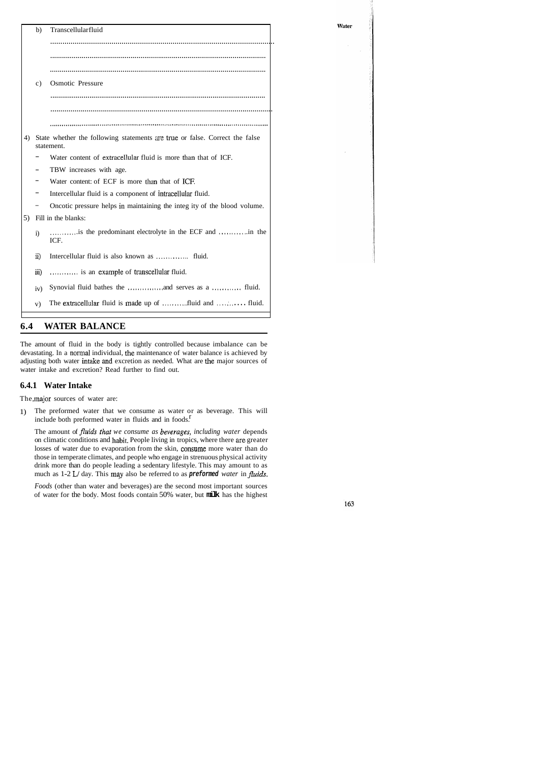b) Transcellularfluid

..............................................................................................................

..............................................................................................................

..............................................................................................................

c) Osmotic Pressure

..............................................................................................................

..............................................................................................................

..............................................................................................................

4) State whether the following statements are true or false. Correct the false statement.

- Water content of extracellular fluid is more than that of ICF.
- TBW increases with age.
- Water content: of ECF is more than that of ICF.
- Intercellular fluid is a component of intracellular fluid.
- Oncotic pressure helps in maintaining the integ ity of the blood volume.

5) Fill in the blanks:

i) ...........is the predominant electrolyte in the ECF and ............in the ICF.

ii) Intercellular fluid is also known as ............. fluid.

iii) ........... is an example of transcellular fluid.

iv) Synovial fluid bathes the ..............and serves as a ........... fluid.

v) The extracellular fluid is made up of ..........fluid and ............ fluid.

## 6.4 WATER BALANCE

The amount of fluid in the body is tightly controlled because imbalance can be devastating. In a normal individual, the maintenance of water balance is achieved by adjusting both water intake and excretion as needed. What are the major sources of water intake and excretion? Read further to find out.

### 6.4.1 Water Intake

The major sources of water are:

1) The preformed water that we consume as water or as beverage. This will include both preformed water in fluids and in foods.

   The amount of *fluids that we consume as beverages, including water* depends on climatic conditions and habit. People living in tropics, where there are greater losses of water due to evaporation from the skin, consume more water than do those in temperate climates, and people who engage in strenuous physical activity drink more than do people leading a sedentary lifestyle. This may amount to as much as 1-2 L/ day. This may also be referred to as ***preformed** water* in *fluids*.

   *Foods* (other than water and beverages) are the second most important sources of water for the body. Most foods contain 50% water, but **milk** has the highest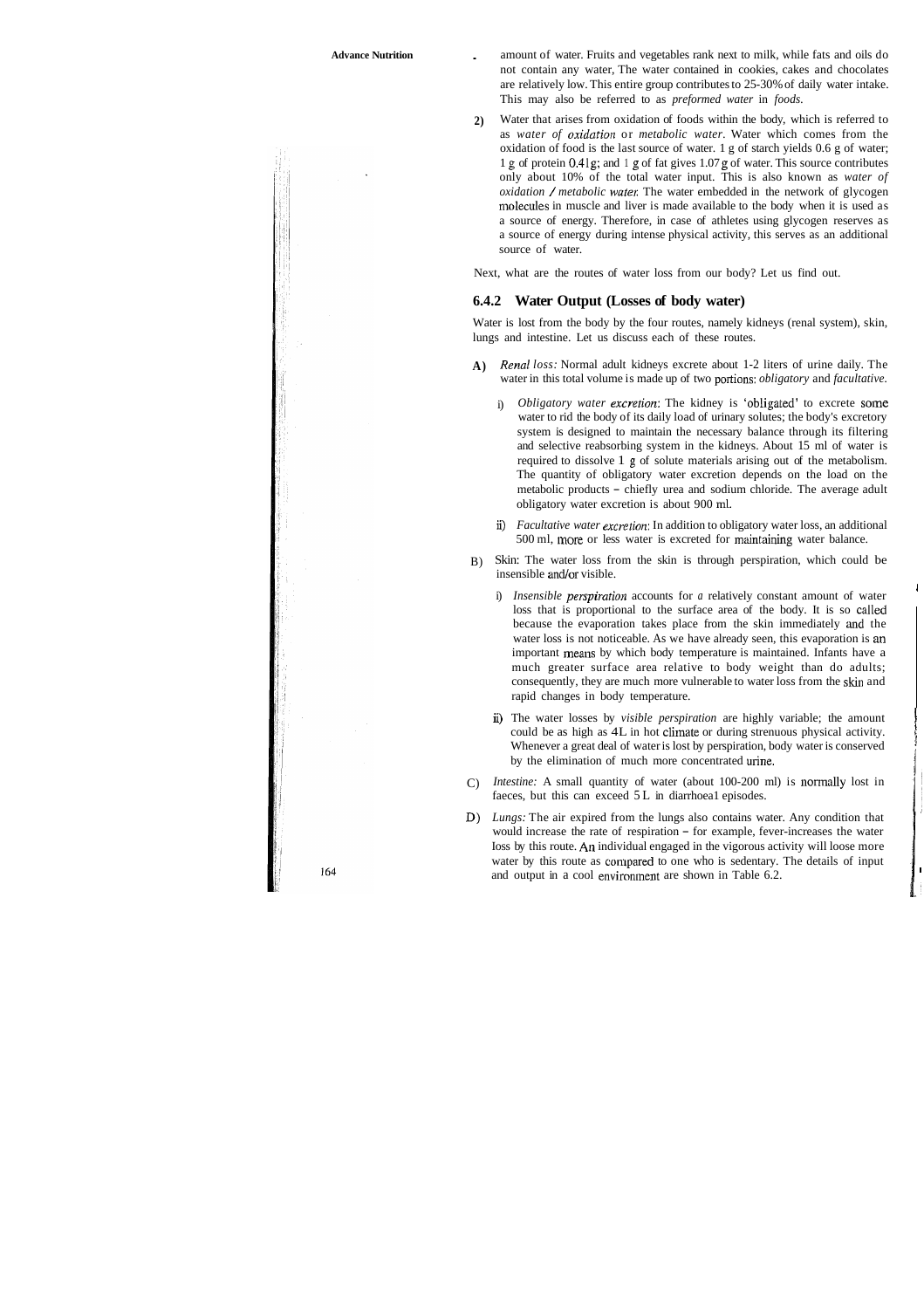amount of water. Fruits and vegetables rank next to milk, while fats and oils do not contain any water, The water contained in cookies, cakes and chocolates are relatively low. This entire group contributes to 25-30% of daily water intake. This may also be referred to as *preformed water* in *foods*.

2) Water that arises from oxidation of foods within the body, which is referred to as *water of oxidation* or *metabolic water*. Water which comes from the oxidation of food is the last source of water. 1 g of starch yields 0.6 g of water; 1 g of protein 0.41g; and 1 g of fat gives 1.07 g of water. This source contributes only about 10% of the total water input. This is also known as *water of oxidation / metabolic water.* The water embedded in the network of glycogen molecules in muscle and liver is made available to the body when it is used as a source of energy. Therefore, in case of athletes using glycogen reserves as a source of energy during intense physical activity, this serves as an additional source of water.

Next, what are the routes of water loss from our body? Let us find out.

### 6.4.2 Water Output (Losses of body water)

Water is lost from the body by the four routes, namely kidneys (renal system), skin, lungs and intestine. Let us discuss each of these routes.

A) *Renal loss:* Normal adult kidneys excrete about 1-2 liters of urine daily. The water in this total volume is made up of two portions: *obligatory* and *facultative*.

   i) *Obligatory water excretion*: The kidney is 'obligated' to excrete some water to rid the body of its daily load of urinary solutes; the body's excretory system is designed to maintain the necessary balance through its filtering and selective reabsorbing system in the kidneys. About 15 ml of water is required to dissolve 1 g of solute materials arising out of the metabolism. The quantity of obligatory water excretion depends on the load on the metabolic products – chiefly urea and sodium chloride. The average adult obligatory water excretion is about 900 ml.

   ii) *Facultative water excretion*: In addition to obligatory water loss, an additional 500 ml, more or less water is excreted for maintaining water balance.

B) Skin: The water loss from the skin is through perspiration, which could be insensible and/or visible.

   i) *Insensible perspiration* accounts for a relatively constant amount of water loss that is proportional to the surface area of the body. It is so called because the evaporation takes place from the skin immediately and the water loss is not noticeable. As we have already seen, this evaporation is an important means by which body temperature is maintained. Infants have a much greater surface area relative to body weight than do adults; consequently, they are much more vulnerable to water loss from the skin and rapid changes in body temperature.

   ii) The water losses by *visible perspiration* are highly variable; the amount could be as high as 4L in hot climate or during strenuous physical activity. Whenever a great deal of water is lost by perspiration, body water is conserved by the elimination of much more concentrated urine.

C) *Intestine:* A small quantity of water (about 100-200 ml) is normally lost in faeces, but this can exceed 5 L in diarrhoeal episodes.

D) *Lungs:* The air expired from the lungs also contains water. Any condition that would increase the rate of respiration – for example, fever-increases the water loss by this route. An individual engaged in the vigorous activity will loose more water by this route as compared to one who is sedentary. The details of input and output in a cool environment are shown in Table 6.2.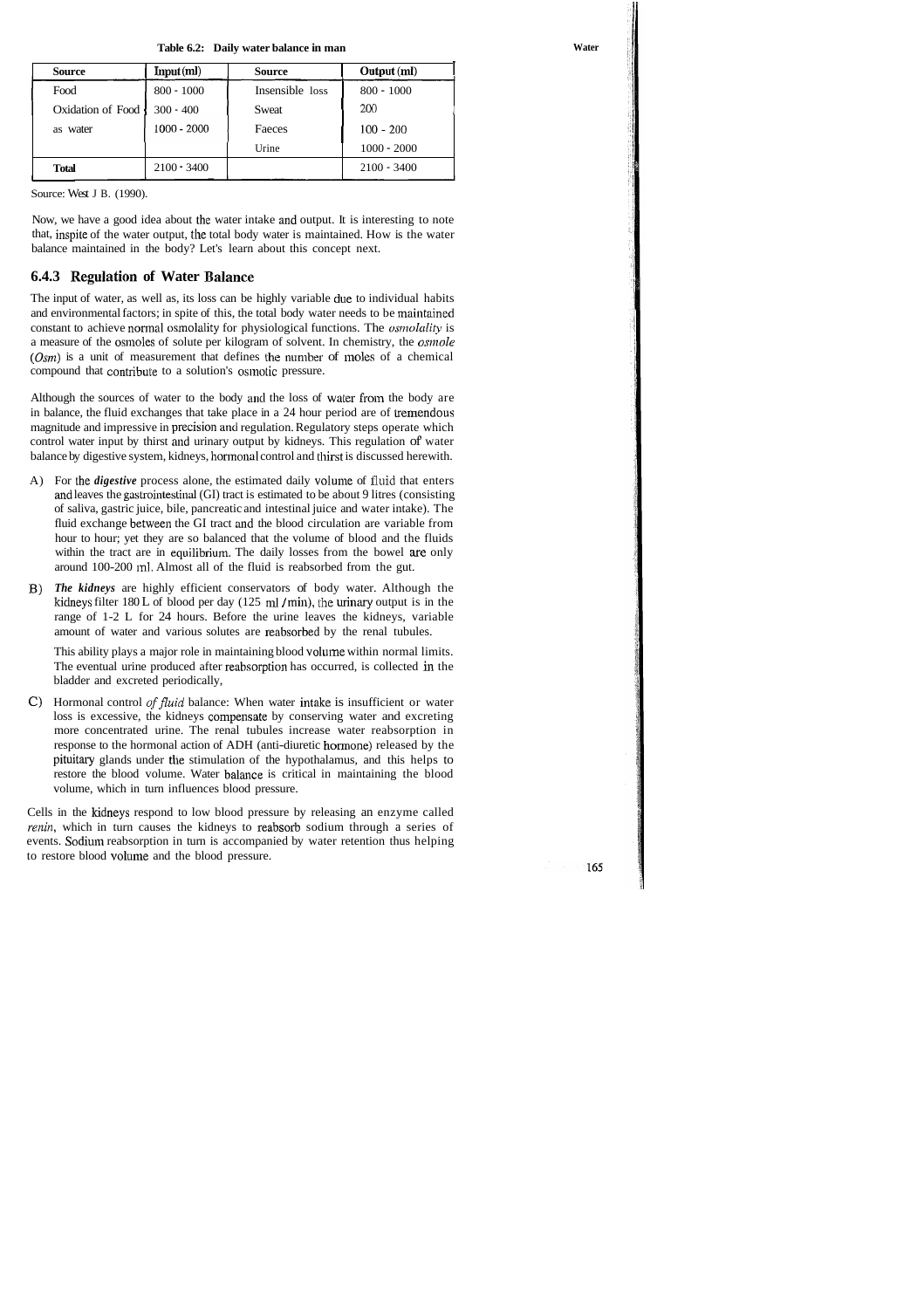**Table 6.2: Daily water balance in man**

| Source | Input (ml) | Source | Output (ml) |
|---|---|---|---|
| Food | 800 - 1000 | Insensible loss | 800 - 1000 |
| Oxidation of Food | 300 - 400 | Sweat | 200 |
| as water | 1000 - 2000 | Faeces | 100 - 200 |
| | | Urine | 1000 - 2000 |
| **Total** | 2100 - 3400 | | 2100 - 3400 |

Source: West J B. (1990).

Now, we have a good idea about the water intake and output. It is interesting to note that, inspite of the water output, the total body water is maintained. How is the water balance maintained in the body? Let's learn about this concept next.

### 6.4.3 Regulation of Water Balance

The input of water, as well as, its loss can be highly variable due to individual habits and environmental factors; in spite of this, the total body water needs to be maintained constant to achieve normal osmolality for physiological functions. The *osmolality* is a measure of the osmoles of solute per kilogram of solvent. In chemistry, the *osmole* (*Osm*) is a unit of measurement that defines the number of moles of a chemical compound that contribute to a solution's osmotic pressure.

Although the sources of water to the body and the loss of water from the body are in balance, the fluid exchanges that take place in a 24 hour period are of tremendous magnitude and impressive in precision and regulation. Regulatory steps operate which control water input by thirst and urinary output by kidneys. This regulation of water balance by digestive system, kidneys, hormonal control and thirst is discussed herewith.

A) For the ***digestive*** process alone, the estimated daily volume of fluid that enters and leaves the gastrointestinal (GI) tract is estimated to be about 9 litres (consisting of saliva, gastric juice, bile, pancreatic and intestinal juice and water intake). The fluid exchange between the GI tract and the blood circulation are variable from hour to hour; yet they are so balanced that the volume of blood and the fluids within the tract are in equilibrium. The daily losses from the bowel are only around 100-200 ml. Almost all of the fluid is reabsorbed from the gut.

B) ***The kidneys*** are highly efficient conservators of body water. Although the kidneys filter 180 L of blood per day (125 ml / min), the urinary output is in the range of 1-2 L for 24 hours. Before the urine leaves the kidneys, variable amount of water and various solutes are reabsorbed by the renal tubules.

   This ability plays a major role in maintaining blood volume within normal limits. The eventual urine produced after reabsorption has occurred, is collected in the bladder and excreted periodically,

C) Hormonal control *of fluid* balance: When water intake is insufficient or water loss is excessive, the kidneys compensate by conserving water and excreting more concentrated urine. The renal tubules increase water reabsorption in response to the hormonal action of ADH (anti-diuretic hormone) released by the pituitary glands under the stimulation of the hypothalamus, and this helps to restore the blood volume. Water balance is critical in maintaining the blood volume, which in turn influences blood pressure.

Cells in the kidneys respond to low blood pressure by releasing an enzyme called *renin*, which in turn causes the kidneys to reabsorb sodium through a series of events. Sodium reabsorption in turn is accompanied by water retention thus helping to restore blood volume and the blood pressure.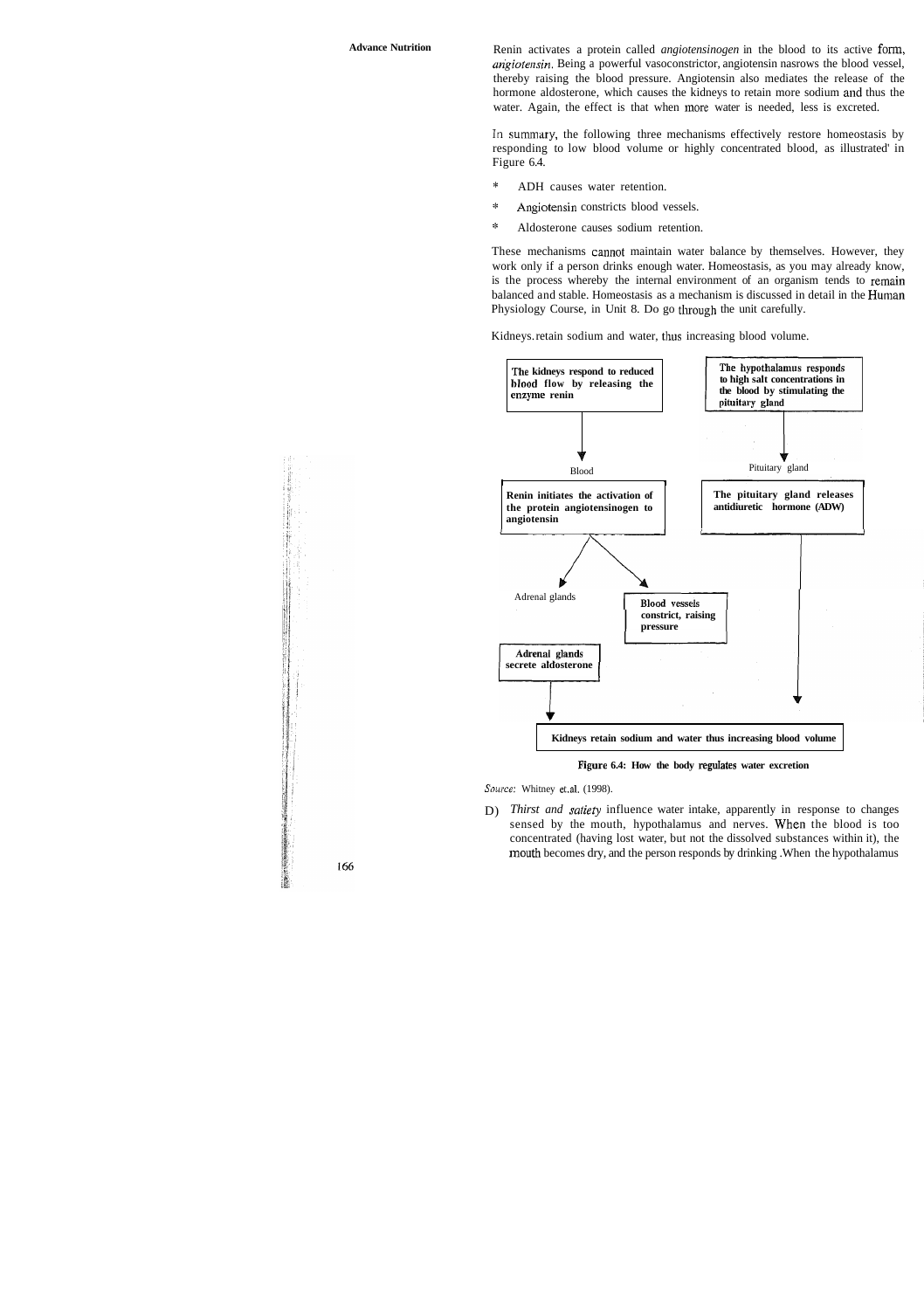Renin activates a protein called *angiotensinogen* in the blood to its active form, *angiotensin*. Being a powerful vasoconstrictor, angiotensin nasrows the blood vessel, thereby raising the blood pressure. Angiotensin also mediates the release of the hormone aldosterone, which causes the kidneys to retain more sodium and thus the water. Again, the effect is that when more water is needed, less is excreted.

In summary, the following three mechanisms effectively restore homeostasis by responding to low blood volume or highly concentrated blood, as illustrated' in Figure 6.4.

* ADH causes water retention.
* Angiotensin constricts blood vessels.
* Aldosterone causes sodium retention.

These mechanisms cannot maintain water balance by themselves. However, they work only if a person drinks enough water. Homeostasis, as you may already know, is the process whereby the internal environment of an organism tends to remain balanced and stable. Homeostasis as a mechanism is discussed in detail in the Human Physiology Course, in Unit 8. Do go through the unit carefully.

Kidneys. retain sodium and water, thus increasing blood volume.

**The kidneys respond to reduced blood flow by releasing the enzyme renin**

Blood

**Renin initiates the activation of the protein angiotensinogen to angiotensin**

Adrenal glands

**Adrenal glands secrete aldosterone**

**Blood vessels constrict, raising pressure**

**The hypothalamus responds to high salt concentrations in the blood by stimulating the pituitary gland**

Pituitary gland

**The pituitary gland releases antidiuretic hormone (ADW)**

**Kidneys retain sodium and water thus increasing blood volume**

**Figure 6.4: How the body regulates water excretion**

*Source:* Whitney et.al. (1998).

D) *Thirst and satiety* influence water intake, apparently in response to changes sensed by the mouth, hypothalamus and nerves. When the blood is too concentrated (having lost water, but not the dissolved substances within it), the mouth becomes dry, and the person responds by drinking .When the hypothalamus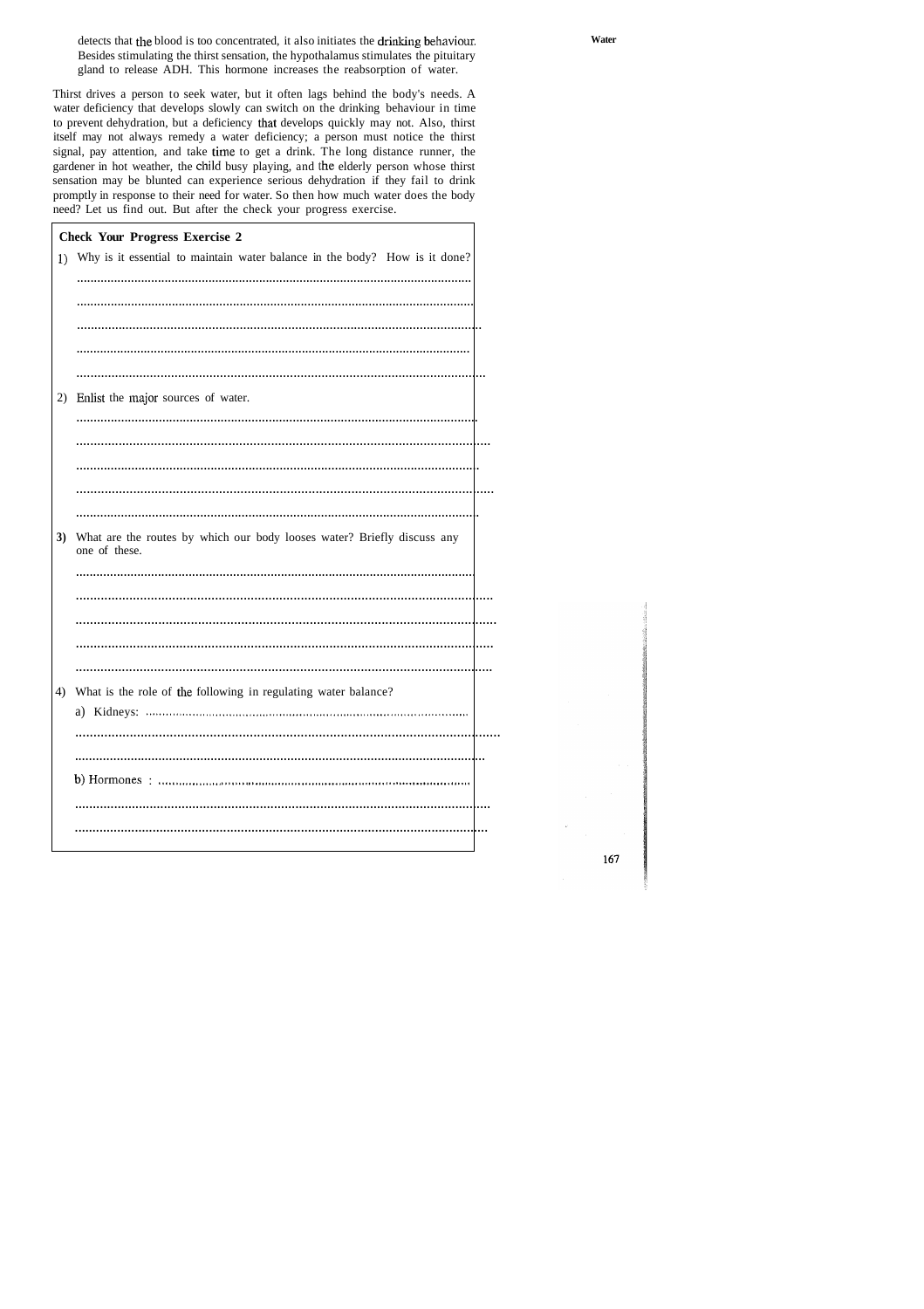detects that the blood is too concentrated, it also initiates the drinking behaviour. Besides stimulating the thirst sensation, the hypothalamus stimulates the pituitary gland to release ADH. This hormone increases the reabsorption of water.

Thirst drives a person to seek water, but it often lags behind the body's needs. A water deficiency that develops slowly can switch on the drinking behaviour in time to prevent dehydration, but a deficiency that develops quickly may not. Also, thirst itself may not always remedy a water deficiency; a person must notice the thirst signal, pay attention, and take time to get a drink. The long distance runner, the gardener in hot weather, the child busy playing, and the elderly person whose thirst sensation may be blunted can experience serious dehydration if they fail to drink promptly in response to their need for water. So then how much water does the body need? Let us find out. But after the check your progress exercise.

**Check Your Progress Exercise 2**

1) Why is it essential to maintain water balance in the body? How is it done?

..................................................................................................................

..................................................................................................................

..................................................................................................................

..................................................................................................................

..................................................................................................................

2) Enlist the major sources of water.

..................................................................................................................

..................................................................................................................

..................................................................................................................

..................................................................................................................

..................................................................................................................

3) What are the routes by which our body looses water? Briefly discuss any one of these.

..................................................................................................................

..................................................................................................................

..................................................................................................................

..................................................................................................................

..................................................................................................................

4) What is the role of the following in regulating water balance?

a) Kidneys: ..................................................................................................

..................................................................................................................

..................................................................................................................

b) Hormones : ..............................................................................................

..................................................................................................................

..................................................................................................................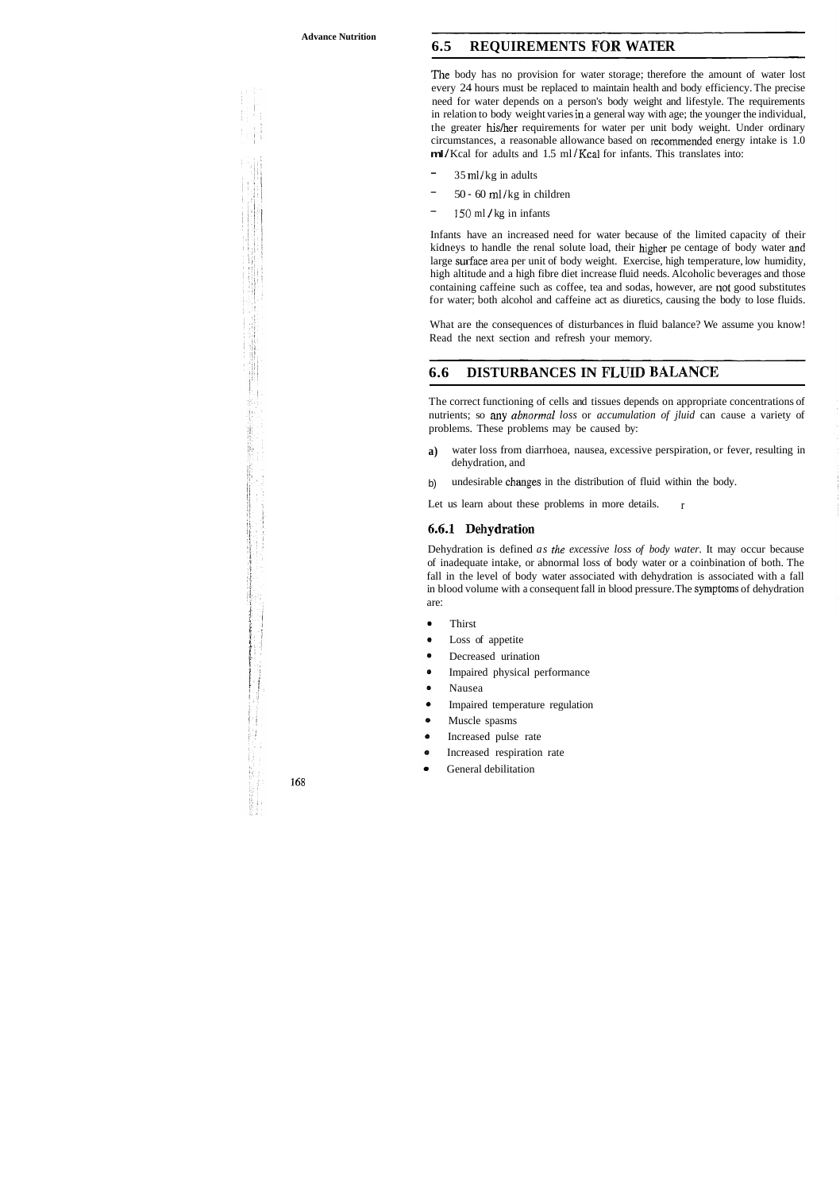## 6.5 REQUIREMENTS FOR WATER

The body has no provision for water storage; therefore the amount of water lost every 24 hours must be replaced to maintain health and body efficiency. The precise need for water depends on a person's body weight and lifestyle. The requirements in relation to body weight varies in a general way with age; the younger the individual, the greater his/her requirements for water per unit body weight. Under ordinary circumstances, a reasonable allowance based on recommended energy intake is 1.0 ml/Kcal for adults and 1.5 ml/Kcal for infants. This translates into:

- 35 ml/kg in adults
- 50 - 60 ml/kg in children
- 150 ml/kg in infants

Infants have an increased need for water because of the limited capacity of their kidneys to handle the renal solute load, their higher pe centage of body water and large surface area per unit of body weight. Exercise, high temperature, low humidity, high altitude and a high fibre diet increase fluid needs. Alcoholic beverages and those containing caffeine such as coffee, tea and sodas, however, are not good substitutes for water; both alcohol and caffeine act as diuretics, causing the body to lose fluids.

What are the consequences of disturbances in fluid balance? We assume you know! Read the next section and refresh your memory.

## 6.6 DISTURBANCES IN FLUID BALANCE

The correct functioning of cells and tissues depends on appropriate concentrations of nutrients; so any *abnormal loss* or *accumulation of jluid* can cause a variety of problems. These problems may be caused by:

a) water loss from diarrhoea, nausea, excessive perspiration, or fever, resulting in dehydration, and

b) undesirable changes in the distribution of fluid within the body.

Let us learn about these problems in more details.

### 6.6.1 Dehydration

Dehydration is defined *as the excessive loss of body water*. It may occur because of inadequate intake, or abnormal loss of body water or a coinbination of both. The fall in the level of body water associated with dehydration is associated with a fall in blood volume with a consequent fall in blood pressure. The symptoms of dehydration are:

- Thirst
- Loss of appetite
- Decreased urination
- Impaired physical performance
- Nausea
- Impaired temperature regulation
- Muscle spasms
- Increased pulse rate
- Increased respiration rate
- General debilitation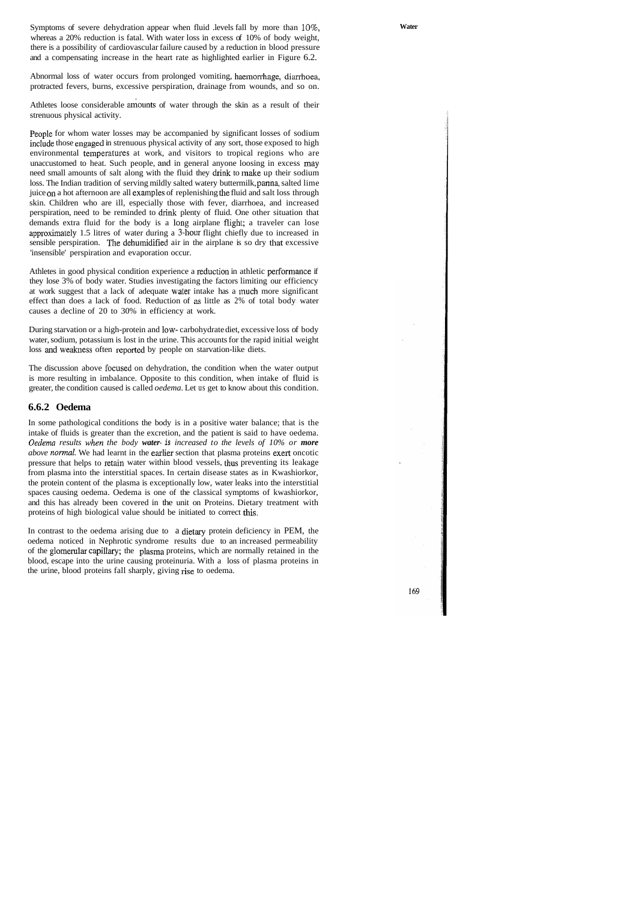Symptoms of severe dehydration appear when fluid .levels fall by more than 10%, whereas a 20% reduction is fatal. With water loss in excess of 10% of body weight, there is a possibility of cardiovascular failure caused by a reduction in blood pressure and a compensating increase in the heart rate as highlighted earlier in Figure 6.2.

Abnormal loss of water occurs from prolonged vomiting, haemorrhage, diarrhoea, protracted fevers, burns, excessive perspiration, drainage from wounds, and so on.

Athletes loose considerable amounts of water through the skin as a result of their strenuous physical activity.

People for whom water losses may be accompanied by significant losses of sodium include those engaged in strenuous physical activity of any sort, those exposed to high environmental temperatures at work, and visitors to tropical regions who are unaccustomed to heat. Such people, and in general anyone loosing in excess may need small amounts of salt along with the fluid they drink to make up their sodium loss. The Indian tradition of serving mildly salted watery buttermilk, panna, salted lime juice on a hot afternoon are all examples of replenishing the fluid and salt loss through skin. Children who are ill, especially those with fever, diarrhoea, and increased perspiration, need to be reminded to drink plenty of fluid. One other situation that demands extra fluid for the body is a long airplane flight; a traveler can lose approximately 1.5 litres of water during a 3-hour flight chiefly due to increased in sensible perspiration. The dehumidified air in the airplane is so dry that excessive 'insensible' perspiration and evaporation occur.

Athletes in good physical condition experience a reduction in athletic performance if they lose 3% of body water. Studies investigating the factors limiting our efficiency at work suggest that a lack of adequate water intake has a much more significant effect than does a lack of food. Reduction of as little as 2% of total body water causes a decline of 20 to 30% in efficiency at work.

During starvation or a high-protein and low- carbohydrate diet, excessive loss of body water, sodium, potassium is lost in the urine. This accounts for the rapid initial weight loss and weakness often reported by people on starvation-like diets.

The discussion above focused on dehydration, the condition when the water output is more resulting in imbalance. Opposite to this condition, when intake of fluid is greater, the condition caused is called *oedema*. Let us get to know about this condition.

### 6.6.2 Oedema

In some pathological conditions the body is in a positive water balance; that is the intake of fluids is greater than the excretion, and the patient is said to have oedema. *Oedema results when the body **water** is increased to the levels of 10% or **more** above normal.* We had learnt in the earlier section that plasma proteins exert oncotic pressure that helps to retain water within blood vessels, thus preventing its leakage from plasma into the interstitial spaces. In certain disease states as in Kwashiorkor, the protein content of the plasma is exceptionally low, water leaks into the interstitial spaces causing oedema. Oedema is one of the classical symptoms of kwashiorkor, and this has already been covered in the unit on Proteins. Dietary treatment with proteins of high biological value should be initiated to correct this.

In contrast to the oedema arising due to a dietary protein deficiency in PEM, the oedema noticed in Nephrotic syndrome results due to an increased permeability of the glomerular capillary; the plasma proteins, which are normally retained in the blood, escape into the urine causing proteinuria. With a loss of plasma proteins in the urine, blood proteins fall sharply, giving rise to oedema.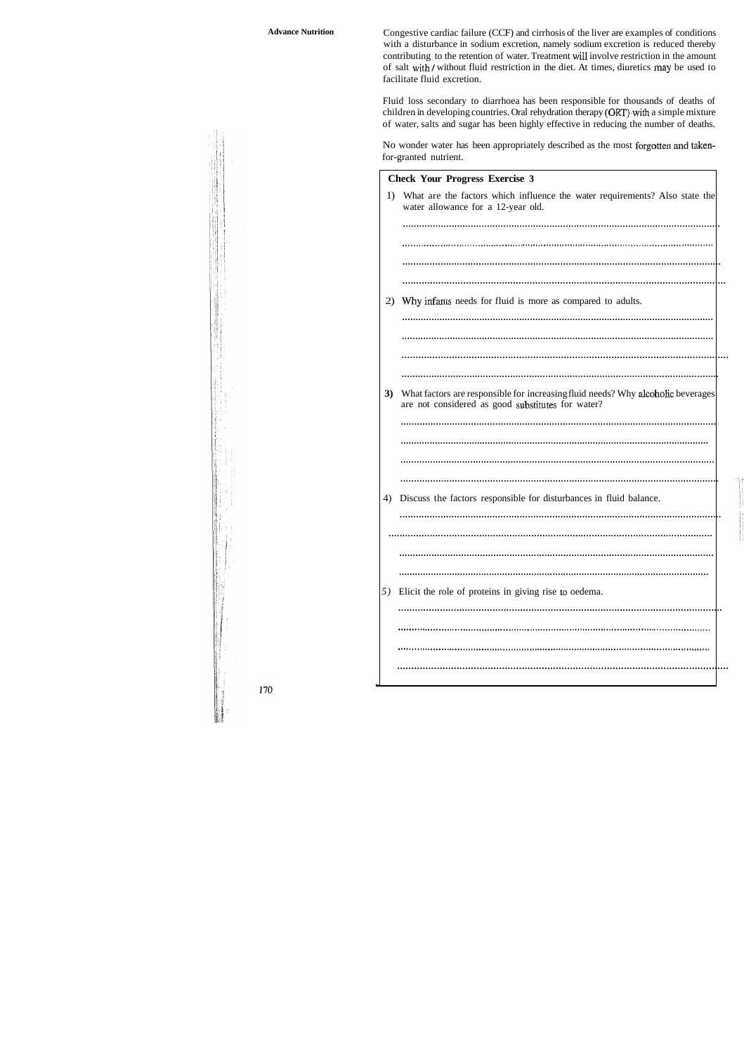Congestive cardiac failure (CCF) and cirrhosis of the liver are examples of conditions with a disturbance in sodium excretion, namely sodium excretion is reduced thereby contributing to the retention of water. Treatment will involve restriction in the amount of salt with / without fluid restriction in the diet. At times, diuretics may be used to facilitate fluid excretion.

Fluid loss secondary to diarrhoea has been responsible for thousands of deaths of children in developing countries. Oral rehydration therapy (ORT) with a simple mixture of water, salts and sugar has been highly effective in reducing the number of deaths.

No wonder water has been appropriately described as the most forgotten and taken-for-granted nutrient.

**Check Your Progress Exercise 3**

1) What are the factors which influence the water requirements? Also state the water allowance for a 12-year old.

..................................................................................................................

..................................................................................................................

..................................................................................................................

..................................................................................................................

2) Why infants needs for fluid is more as compared to adults.

..................................................................................................................

..................................................................................................................

..................................................................................................................

..................................................................................................................

3) What factors are responsible for increasing fluid needs? Why alcoholic beverages are not considered as good substitutes for water?

..................................................................................................................

..................................................................................................................

..................................................................................................................

..................................................................................................................

4) Discuss the factors responsible for disturbances in fluid balance.

..................................................................................................................

..................................................................................................................

..................................................................................................................

..................................................................................................................

5) Elicit the role of proteins in giving rise to oedema.

..................................................................................................................

..................................................................................................................

..................................................................................................................

..................................................................................................................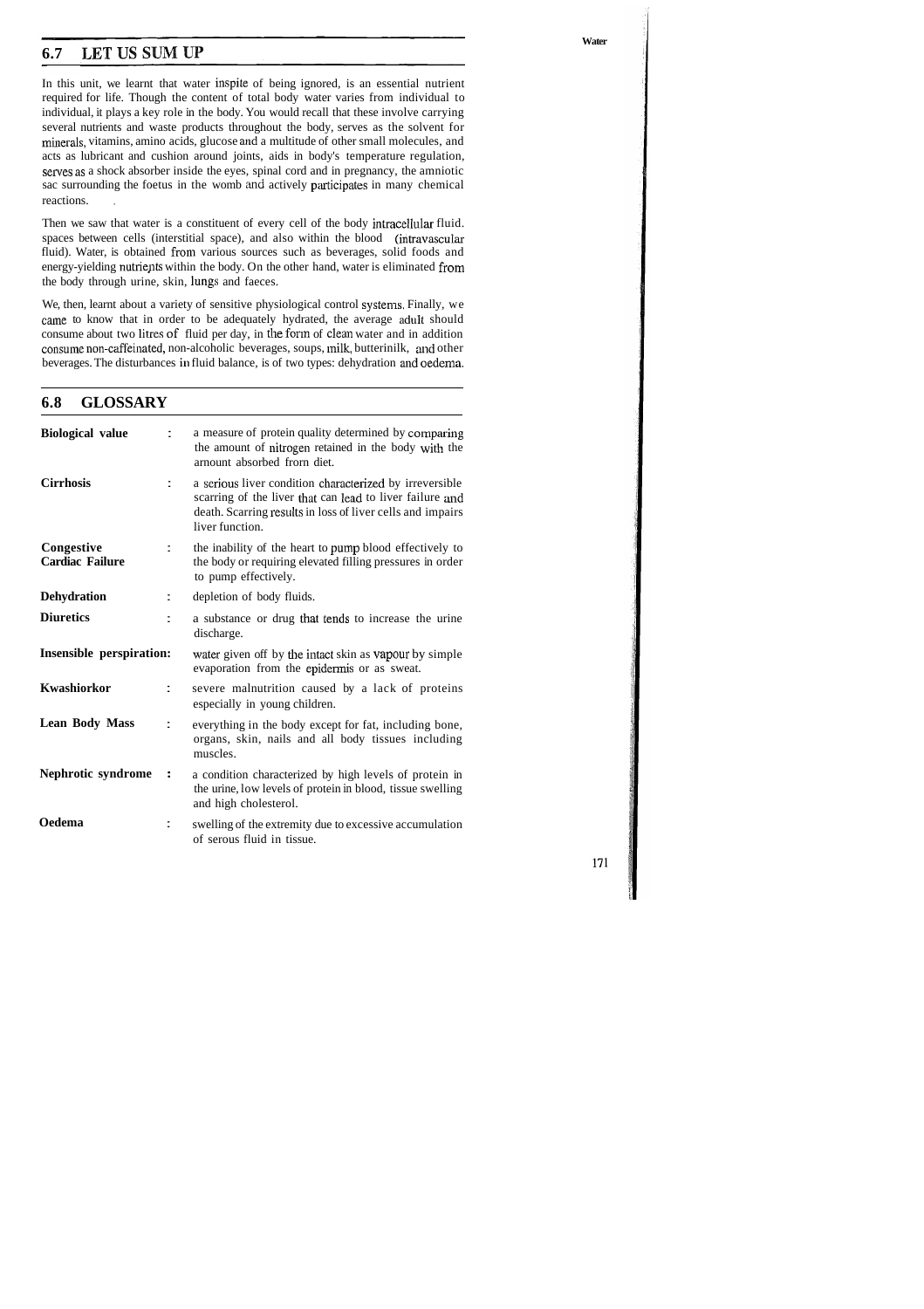## 6.7 LET US SUM UP

In this unit, we learnt that water inspite of being ignored, is an essential nutrient required for life. Though the content of total body water varies from individual to individual, it plays a key role in the body. You would recall that these involve carrying several nutrients and waste products throughout the body, serves as the solvent for minerals, vitamins, amino acids, glucose and a multitude of other small molecules, and acts as lubricant and cushion around joints, aids in body's temperature regulation, serves as a shock absorber inside the eyes, spinal cord and in pregnancy, the amniotic sac surrounding the foetus in the womb and actively participates in many chemical reactions.

Then we saw that water is a constituent of every cell of the body intracellular fluid. spaces between cells (interstitial space), and also within the blood (intravascular fluid). Water, is obtained from various sources such as beverages, solid foods and energy-yielding nutrients within the body. On the other hand, water is eliminated from the body through urine, skin, lungs and faeces.

We, then, learnt about a variety of sensitive physiological control systems. Finally, we came to know that in order to be adequately hydrated, the average adult should consume about two litres of fluid per day, in the form of clean water and in addition consume non-caffeinated, non-alcoholic beverages, soups, milk, butterinilk, and other beverages. The disturbances in fluid balance, is of two types: dehydration and oedema.

## 6.8 GLOSSARY

**Biological value** : a measure of protein quality determined by comparing the amount of nitrogen retained in the body with the amount absorbed from diet.

**Cirrhosis** : a serious liver condition characterized by irreversible scarring of the liver that can lead to liver failure and death. Scarring results in loss of liver cells and impairs liver function.

**Congestive Cardiac Failure** : the inability of the heart to pump blood effectively to the body or requiring elevated filling pressures in order to pump effectively.

**Dehydration** : depletion of body fluids.

**Diuretics** : a substance or drug that tends to increase the urine discharge.

**Insensible perspiration**: water given off by the intact skin as vapour by simple evaporation from the epidermis or as sweat.

**Kwashiorkor** : severe malnutrition caused by a lack of proteins especially in young children.

**Lean Body Mass** : everything in the body except for fat, including bone, organs, skin, nails and all body tissues including muscles.

**Nephrotic syndrome** : a condition characterized by high levels of protein in the urine, low levels of protein in blood, tissue swelling and high cholesterol.

**Oedema** : swelling of the extremity due to excessive accumulation of serous fluid in tissue.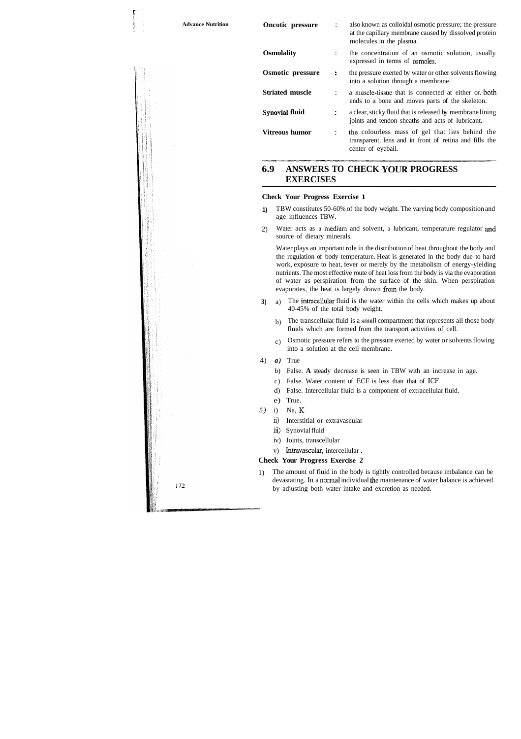**Oncotic pressure** : also known as colloidal osmotic pressure; the pressure at the capillary membrane caused by dissolved protein molecules in the plasma.

**Osmolality** : the concentration of an osmotic solution, usually expressed in terms of osmoles.

**Osmotic pressure** : the pressure exerted by water or other solvents flowing into a solution through a membrane.

**Striated muscle** : a muscle-tissue that is connected at either or. both ends to a bone and moves parts of the skeleton.

**Synovial fluid** : a clear, sticky fluid that is released by membrane lining joints and tendon sheaths and acts of lubricant.

**Vitreous humor** : the colourless mass of gel that lies behind the transparent, lens and in front of retina and fills the center of eyeball.

## 6.9 ANSWERS TO CHECK YOUR PROGRESS EXERCISES

### Check Your Progress Exercise 1

1) TBW constitutes 50-60% of the body weight. The varying body composition and age influences TBW.

2) Water acts as a medium and solvent, a lubricant, temperature regulator and source of dietary minerals.

   Water plays an important role in the distribution of heat throughout the body and the regulation of body temperature. Heat is generated in the body due to hard work, exposure to heat, fever or merely by the metabolism of energy-yielding nutrients. The most effective route of heat loss from the body is via the evaporation of water as perspiration from the surface of the skin. When perspiration evaporates, the heat is largely drawn from the body.

3) a) The intracellular fluid is the water within the cells which makes up about 40-45% of the total body weight.

   b) The transcellular fluid is a small compartment that represents all those body fluids which are formed from the transport activities of cell.

   c) Osmotic pressure refers to the pressure exerted by water or solvents flowing into a solution at the cell membrane.

4) *a)* True

   b) False. **A** steady decrease is seen in TBW with an increase in age.

   c) False. Water content of ECF is less than that of ICF.

   d) False. Intercellular fluid is a component of extracellular fluid.

   e) True.

5) i) Na, K

   ii) Interstitial or extravascular

   iii) Synovial fluid

   iv) Joints, transcellular

   v) Intravascular, intercellular .

### Check Your Progress Exercise 2

1) The amount of fluid in the body is tightly controlled because imbalance can be devastating. In a normal individual the maintenance of water balance is achieved by adjusting both water intake and excretion as needed.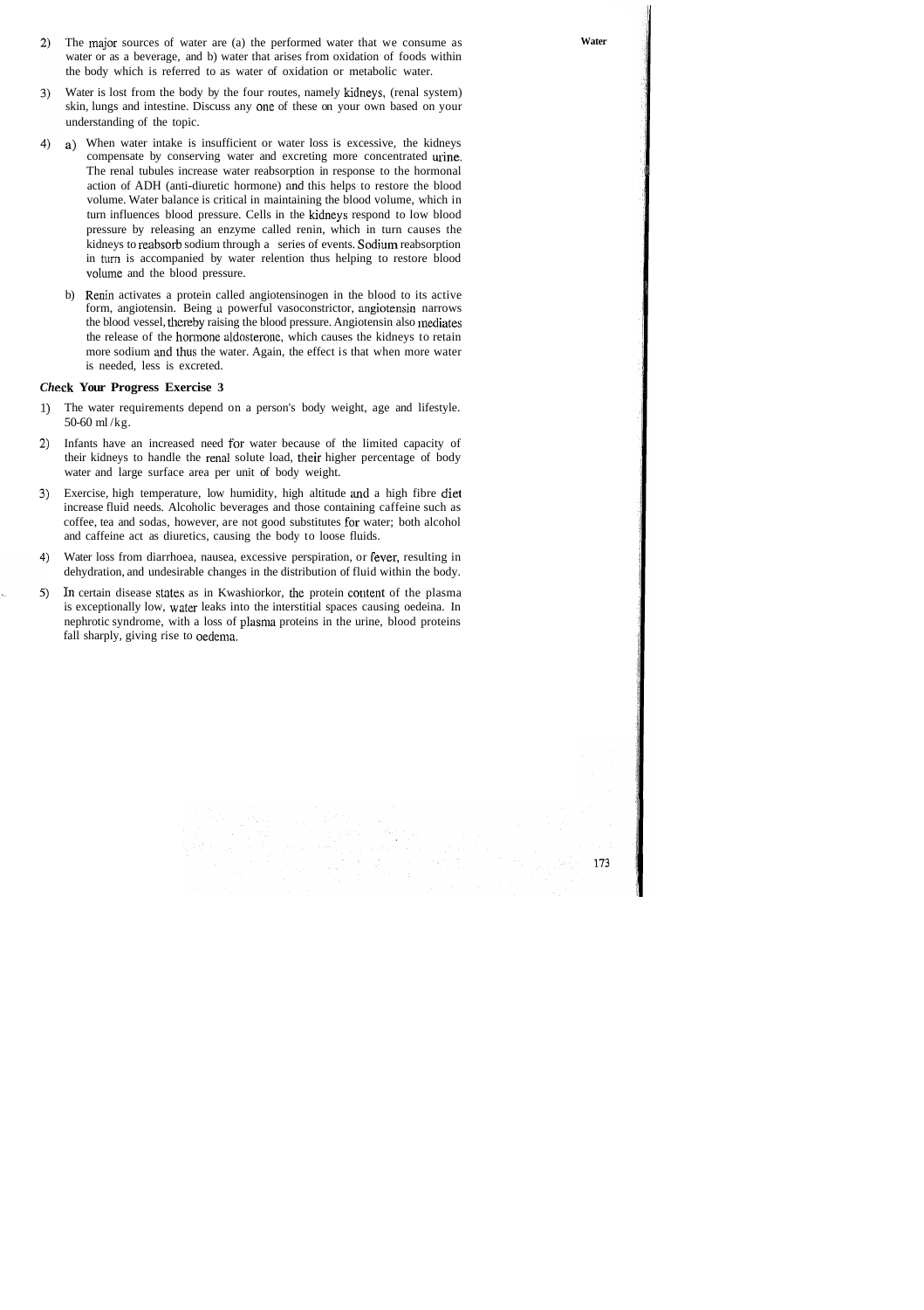2) The major sources of water are (a) the performed water that we consume as water or as a beverage, and b) water that arises from oxidation of foods within the body which is referred to as water of oxidation or metabolic water.

3) Water is lost from the body by the four routes, namely kidneys, (renal system) skin, lungs and intestine. Discuss any one of these on your own based on your understanding of the topic.

4) a) When water intake is insufficient or water loss is excessive, the kidneys compensate by conserving water and excreting more concentrated urine. The renal tubules increase water reabsorption in response to the hormonal action of ADH (anti-diuretic hormone) and this helps to restore the blood volume. Water balance is critical in maintaining the blood volume, which in turn influences blood pressure. Cells in the kidneys respond to low blood pressure by releasing an enzyme called renin, which in turn causes the kidneys to reabsorb sodium through a series of events. Sodium reabsorption in turn is accompanied by water relention thus helping to restore blood volume and the blood pressure.

   b) Renin activates a protein called angiotensinogen in the blood to its active form, angiotensin. Being a powerful vasoconstrictor, angiotensin narrows the blood vessel, thereby raising the blood pressure. Angiotensin also mediates the release of the hormone aldosterone, which causes the kidneys to retain more sodium and thus the water. Again, the effect is that when more water is needed, less is excreted.

***Check* Your Progress Exercise 3**

1) The water requirements depend on a person's body weight, age and lifestyle. 50-60 ml/kg.

2) Infants have an increased need for water because of the limited capacity of their kidneys to handle the renal solute load, their higher percentage of body water and large surface area per unit of body weight.

3) Exercise, high temperature, low humidity, high altitude and a high fibre diet increase fluid needs. Alcoholic beverages and those containing caffeine such as coffee, tea and sodas, however, are not good substitutes for water; both alcohol and caffeine act as diuretics, causing the body to loose fluids.

4) Water loss from diarrhoea, nausea, excessive perspiration, or fever, resulting in dehydration, and undesirable changes in the distribution of fluid within the body.

5) In certain disease states as in Kwashiorkor, the protein content of the plasma is exceptionally low, water leaks into the interstitial spaces causing oedeina. In nephrotic syndrome, with a loss of plasma proteins in the urine, blood proteins fall sharply, giving rise to oedema.